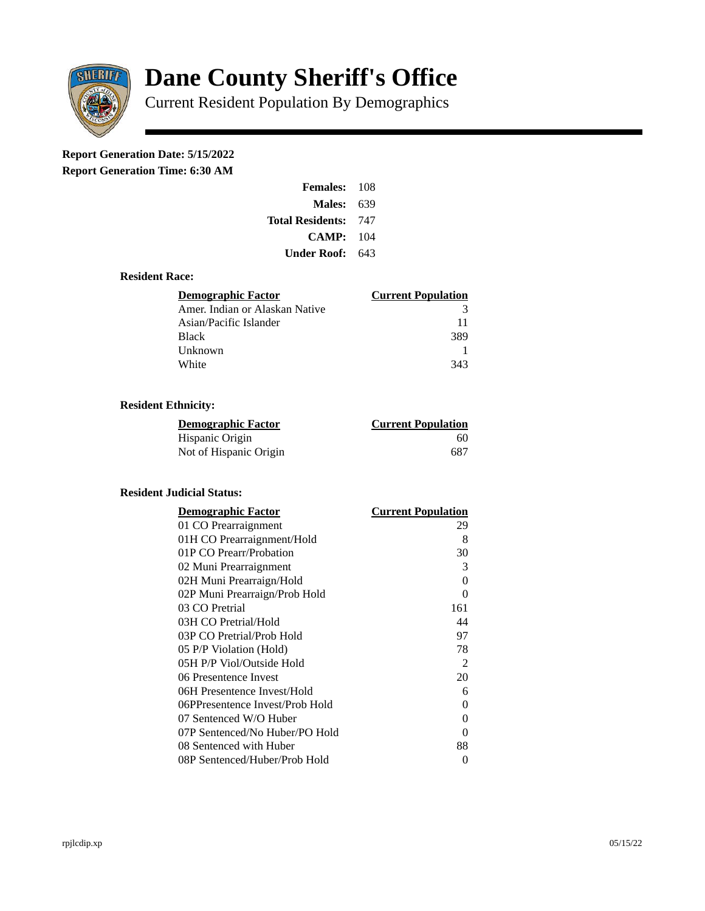# Dane County Sheriff's Office

Current Resident Population By Demographics

**Report Generation Date: 5/15/2022**

**Report Generation Time: 6:30 AM**

| | |
|---|---|
| **Females:** | 108 |
| **Males:** | 639 |
| **Total Residents:** | 747 |
| **CAMP:** | 104 |
| **Under Roof:** | 643 |

### Resident Race:

| Demographic Factor | Current Population |
|---|---|
| Amer. Indian or Alaskan Native | 3 |
| Asian/Pacific Islander | 11 |
| Black | 389 |
| Unknown | 1 |
| White | 343 |

### Resident Ethnicity:

| Demographic Factor | Current Population |
|---|---|
| Hispanic Origin | 60 |
| Not of Hispanic Origin | 687 |

### Resident Judicial Status:

| Demographic Factor | Current Population |
|---|---|
| 01 CO Prearraignment | 29 |
| 01H CO Prearraignment/Hold | 8 |
| 01P CO Prearr/Probation | 30 |
| 02 Muni Prearraignment | 3 |
| 02H Muni Prearraign/Hold | 0 |
| 02P Muni Prearraign/Prob Hold | 0 |
| 03 CO Pretrial | 161 |
| 03H CO Pretrial/Hold | 44 |
| 03P CO Pretrial/Prob Hold | 97 |
| 05 P/P Violation (Hold) | 78 |
| 05H P/P Viol/Outside Hold | 2 |
| 06 Presentence Invest | 20 |
| 06H Presentence Invest/Hold | 6 |
| 06PPresentence Invest/Prob Hold | 0 |
| 07 Sentenced W/O Huber | 0 |
| 07P Sentenced/No Huber/PO Hold | 0 |
| 08 Sentenced with Huber | 88 |
| 08P Sentenced/Huber/Prob Hold | 0 |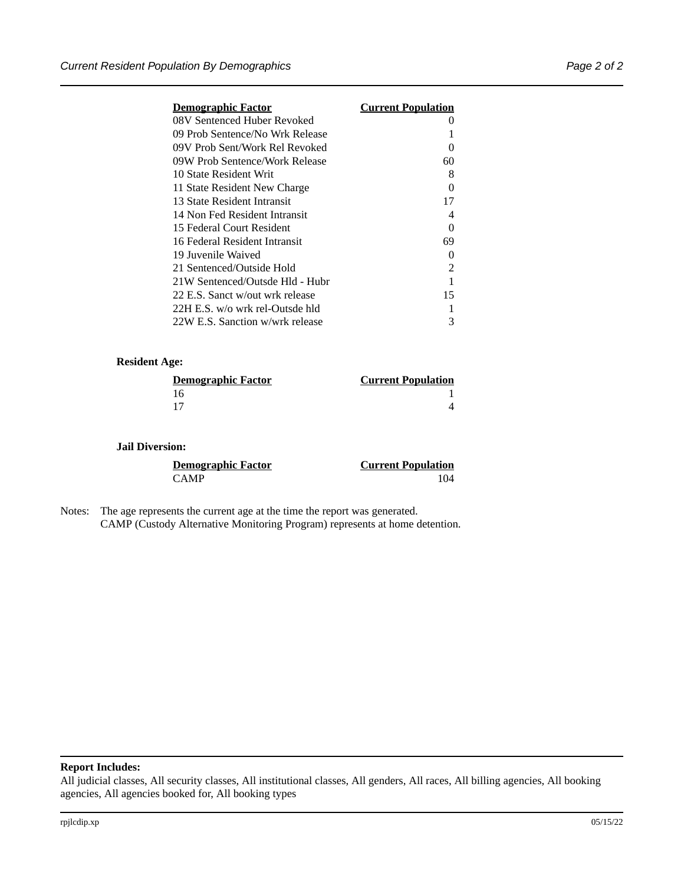| Demographic Factor | Current Population |
|---|---|
| 08V Sentenced Huber Revoked | 0 |
| 09 Prob Sentence/No Wrk Release | 1 |
| 09V Prob Sent/Work Rel Revoked | 0 |
| 09W Prob Sentence/Work Release | 60 |
| 10 State Resident Writ | 8 |
| 11 State Resident New Charge | 0 |
| 13 State Resident Intransit | 17 |
| 14 Non Fed Resident Intransit | 4 |
| 15 Federal Court Resident | 0 |
| 16 Federal Resident Intransit | 69 |
| 19 Juvenile Waived | 0 |
| 21 Sentenced/Outside Hold | 2 |
| 21W Sentenced/Outsde Hld - Hubr | 1 |
| 22 E.S. Sanct w/out wrk release | 15 |
| 22H E.S. w/o wrk rel-Outsde hld | 1 |
| 22W E.S. Sanction w/wrk release | 3 |

**Resident Age:**

| Demographic Factor | Current Population |
|---|---|
| 16 | 1 |
| 17 | 4 |

**Jail Diversion:**

| Demographic Factor | Current Population |
|---|---|
| CAMP | 104 |

Notes: The age represents the current age at the time the report was generated.
CAMP (Custody Alternative Monitoring Program) represents at home detention.

**Report Includes:**

All judicial classes, All security classes, All institutional classes, All genders, All races, All billing agencies, All booking agencies, All agencies booked for, All booking types

rpjlcdip.xp 05/15/22